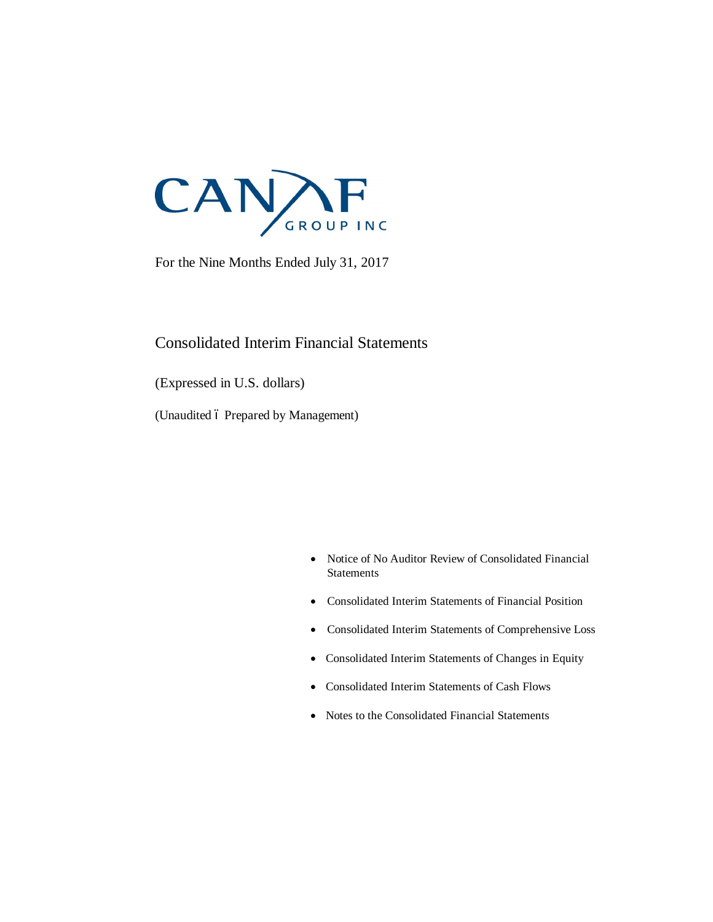CANAF GROUP INC

For the Nine Months Ended July 31, 2017

# Consolidated Interim Financial Statements

(Expressed in U.S. dollars)

(Unaudited – Prepared by Management)

- Notice of No Auditor Review of Consolidated Financial Statements
- Consolidated Interim Statements of Financial Position
- Consolidated Interim Statements of Comprehensive Loss
- Consolidated Interim Statements of Changes in Equity
- Consolidated Interim Statements of Cash Flows
- Notes to the Consolidated Financial Statements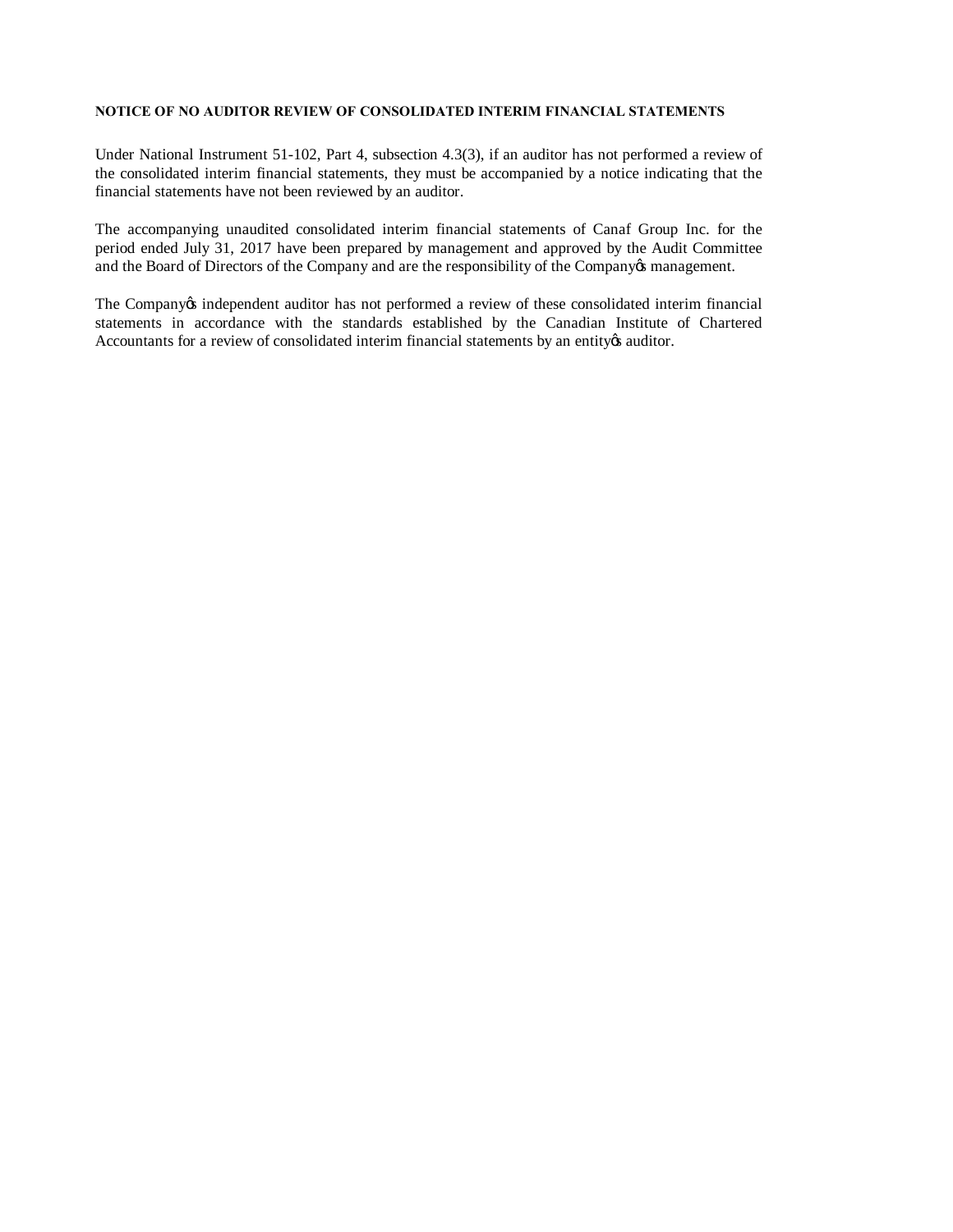**NOTICE OF NO AUDITOR REVIEW OF CONSOLIDATED INTERIM FINANCIAL STATEMENTS**

Under National Instrument 51-102, Part 4, subsection 4.3(3), if an auditor has not performed a review of the consolidated interim financial statements, they must be accompanied by a notice indicating that the financial statements have not been reviewed by an auditor.

The accompanying unaudited consolidated interim financial statements of Canaf Group Inc. for the period ended July 31, 2017 have been prepared by management and approved by the Audit Committee and the Board of Directors of the Company and are the responsibility of the Company's management.

The Company's independent auditor has not performed a review of these consolidated interim financial statements in accordance with the standards established by the Canadian Institute of Chartered Accountants for a review of consolidated interim financial statements by an entity's auditor.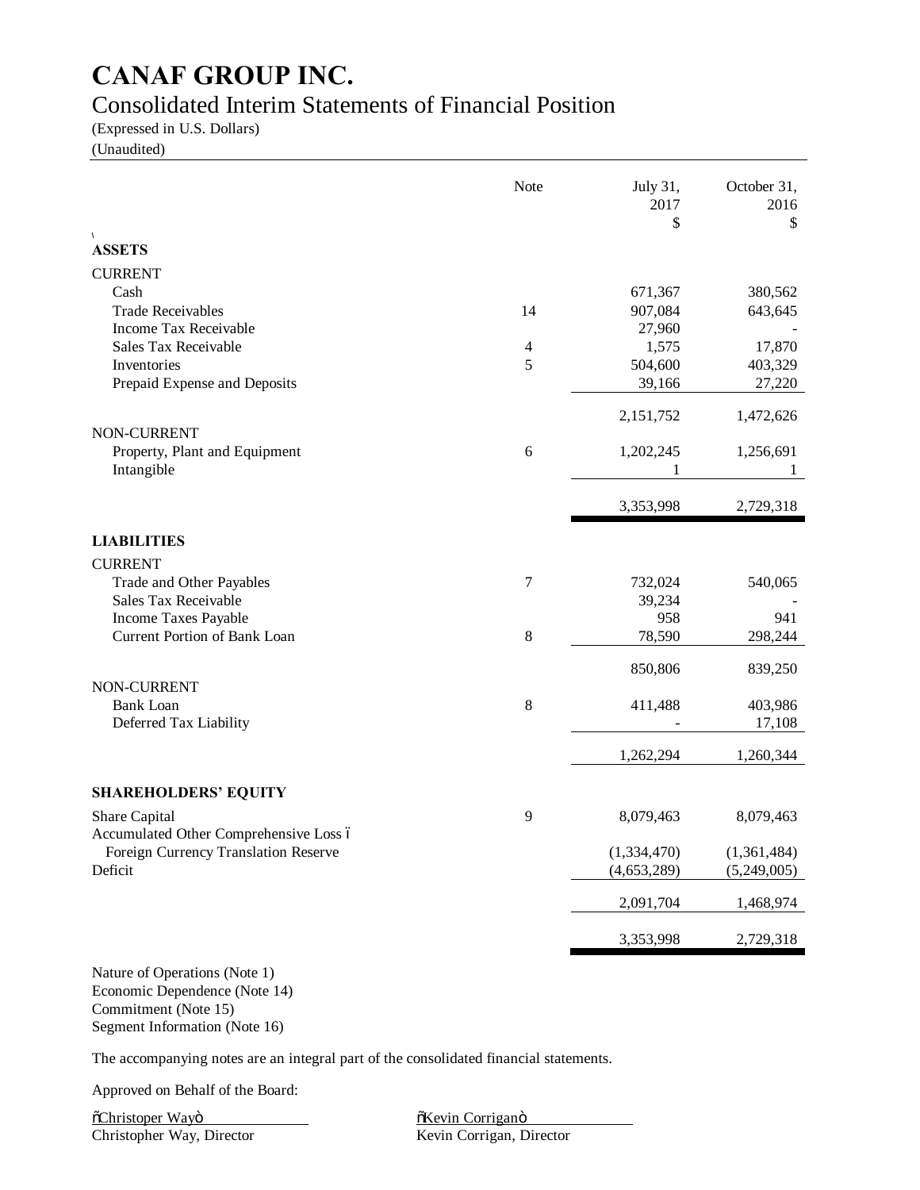# CANAF GROUP INC.

## Consolidated Interim Statements of Financial Position

(Expressed in U.S. Dollars)

(Unaudited)

| | Note | July 31, 2017 $ | October 31, 2016 $ |
|---|---|---|---|
| **ASSETS** | | | |
| CURRENT | | | |
| Cash | | 671,367 | 380,562 |
| Trade Receivables | 14 | 907,084 | 643,645 |
| Income Tax Receivable | | 27,960 | - |
| Sales Tax Receivable | 4 | 1,575 | 17,870 |
| Inventories | 5 | 504,600 | 403,329 |
| Prepaid Expense and Deposits | | 39,166 | 27,220 |
| | | 2,151,752 | 1,472,626 |
| NON-CURRENT | | | |
| Property, Plant and Equipment | 6 | 1,202,245 | 1,256,691 |
| Intangible | | 1 | 1 |
| | | 3,353,998 | 2,729,318 |
| **LIABILITIES** | | | |
| CURRENT | | | |
| Trade and Other Payables | 7 | 732,024 | 540,065 |
| Sales Tax Receivable | | 39,234 | - |
| Income Taxes Payable | | 958 | 941 |
| Current Portion of Bank Loan | 8 | 78,590 | 298,244 |
| | | 850,806 | 839,250 |
| NON-CURRENT | | | |
| Bank Loan | 8 | 411,488 | 403,986 |
| Deferred Tax Liability | | - | 17,108 |
| | | 1,262,294 | 1,260,344 |
| **SHAREHOLDERS' EQUITY** | | | |
| Share Capital | 9 | 8,079,463 | 8,079,463 |
| Accumulated Other Comprehensive Loss – Foreign Currency Translation Reserve | | (1,334,470) | (1,361,484) |
| Deficit | | (4,653,289) | (5,249,005) |
| | | 2,091,704 | 1,468,974 |
| | | 3,353,998 | 2,729,318 |

Nature of Operations (Note 1)
Economic Dependence (Note 14)
Commitment (Note 15)
Segment Information (Note 16)

The accompanying notes are an integral part of the consolidated financial statements.

Approved on Behalf of the Board:

"Christoper Way"
Christopher Way, Director

"Kevin Corrigan"
Kevin Corrigan, Director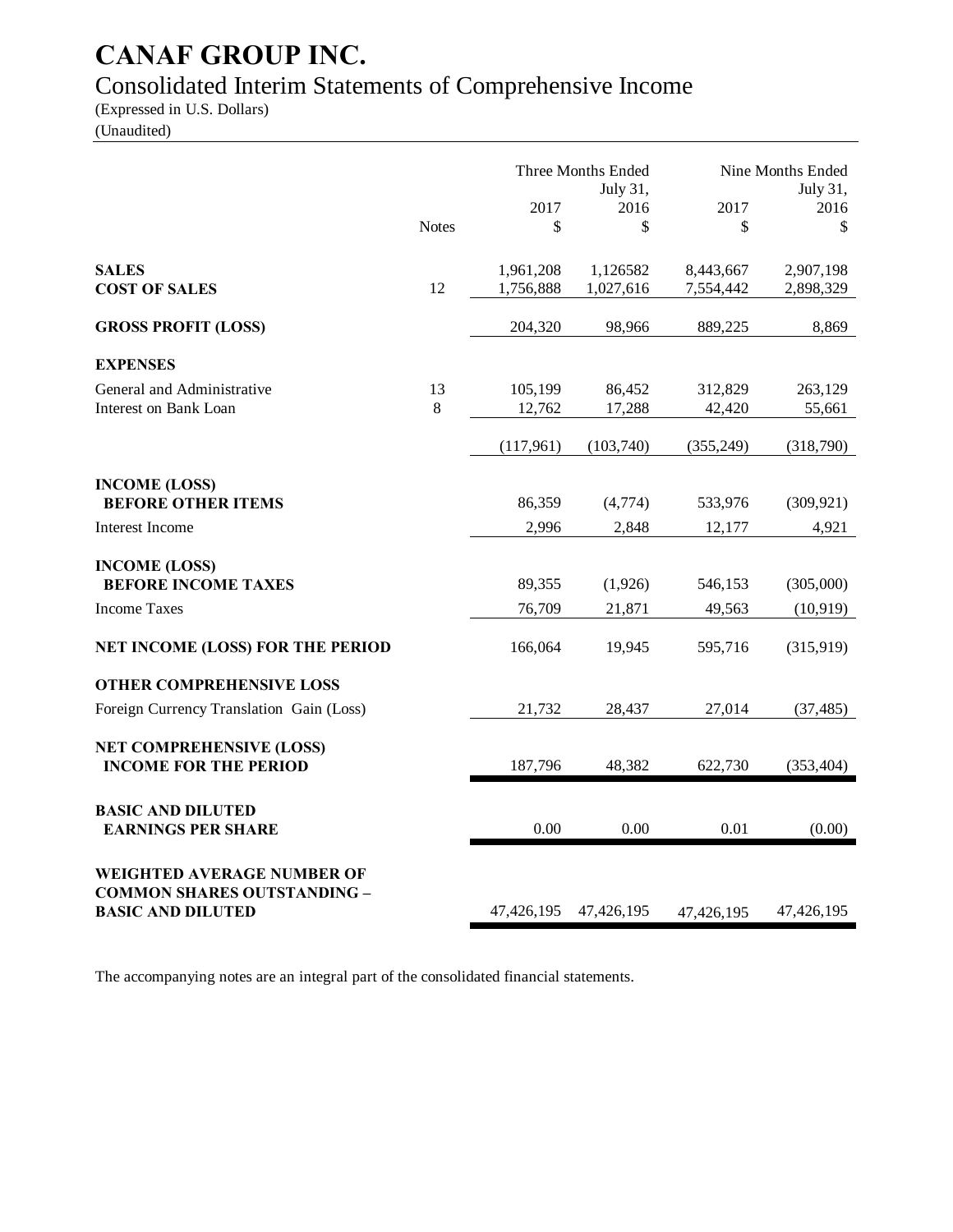# CANAF GROUP INC.

## Consolidated Interim Statements of Comprehensive Income

(Expressed in U.S. Dollars)
(Unaudited)

| | Notes | Three Months Ended July 31, 2017 $ | Three Months Ended July 31, 2016 $ | Nine Months Ended July 31, 2017 $ | Nine Months Ended July 31, 2016 $ |
|---|---|---|---|---|---|
| **SALES** | | 1,961,208 | 1,126582 | 8,443,667 | 2,907,198 |
| **COST OF SALES** | 12 | 1,756,888 | 1,027,616 | 7,554,442 | 2,898,329 |
| **GROSS PROFIT (LOSS)** | | 204,320 | 98,966 | 889,225 | 8,869 |
| **EXPENSES** | | | | | |
| General and Administrative | 13 | 105,199 | 86,452 | 312,829 | 263,129 |
| Interest on Bank Loan | 8 | 12,762 | 17,288 | 42,420 | 55,661 |
| | | (117,961) | (103,740) | (355,249) | (318,790) |
| **INCOME (LOSS) BEFORE OTHER ITEMS** | | 86,359 | (4,774) | 533,976 | (309,921) |
| Interest Income | | 2,996 | 2,848 | 12,177 | 4,921 |
| **INCOME (LOSS) BEFORE INCOME TAXES** | | 89,355 | (1,926) | 546,153 | (305,000) |
| Income Taxes | | 76,709 | 21,871 | 49,563 | (10,919) |
| **NET INCOME (LOSS) FOR THE PERIOD** | | 166,064 | 19,945 | 595,716 | (315,919) |
| **OTHER COMPREHENSIVE LOSS** | | | | | |
| Foreign Currency Translation Gain (Loss) | | 21,732 | 28,437 | 27,014 | (37,485) |
| **NET COMPREHENSIVE (LOSS) INCOME FOR THE PERIOD** | | 187,796 | 48,382 | 622,730 | (353,404) |
| **BASIC AND DILUTED EARNINGS PER SHARE** | | 0.00 | 0.00 | 0.01 | (0.00) |
| **WEIGHTED AVERAGE NUMBER OF COMMON SHARES OUTSTANDING – BASIC AND DILUTED** | | 47,426,195 | 47,426,195 | 47,426,195 | 47,426,195 |

The accompanying notes are an integral part of the consolidated financial statements.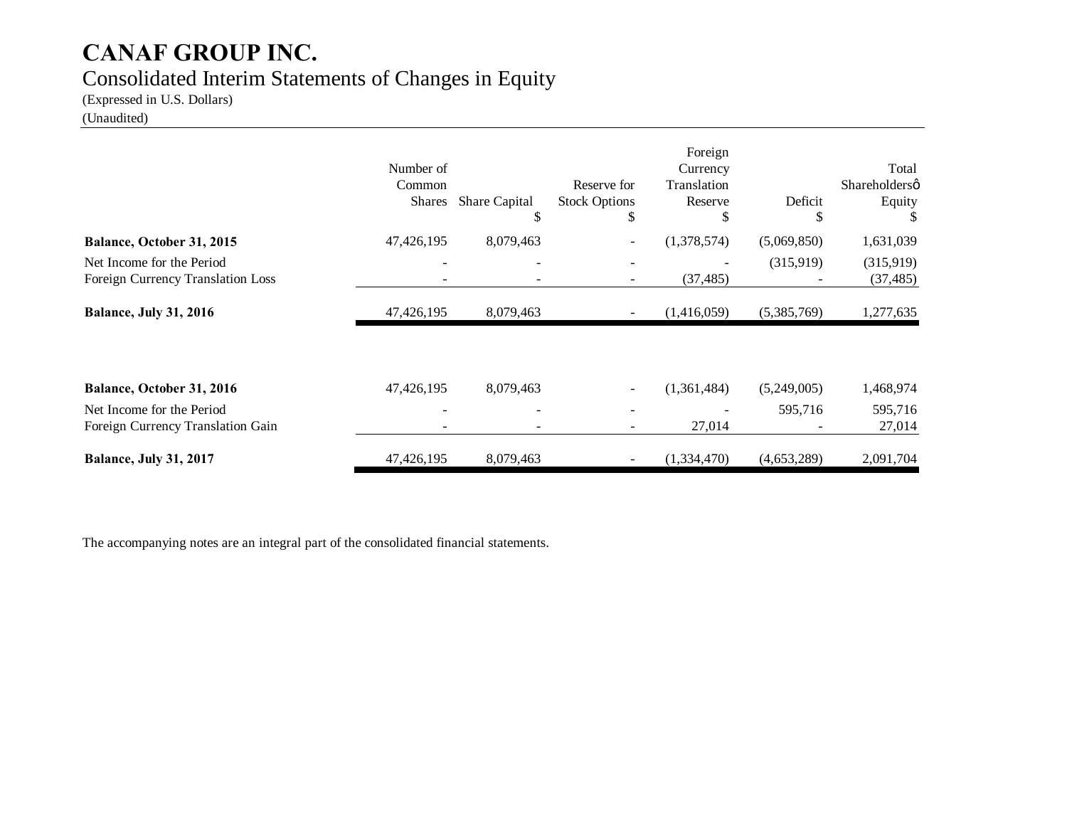# CANAF GROUP INC.

## Consolidated Interim Statements of Changes in Equity

(Expressed in U.S. Dollars)
(Unaudited)

| | Number of Common Shares | Share Capital $ | Reserve for Stock Options $ | Foreign Currency Translation Reserve $ | Deficit $ | Total Shareholdersô Equity $ |
|---|---|---|---|---|---|---|
| **Balance, October 31, 2015** | 47,426,195 | 8,079,463 | - | (1,378,574) | (5,069,850) | 1,631,039 |
| Net Income for the Period | - | - | - | - | (315,919) | (315,919) |
| Foreign Currency Translation Loss | - | - | - | (37,485) | - | (37,485) |
| **Balance, July 31, 2016** | 47,426,195 | 8,079,463 | - | (1,416,059) | (5,385,769) | 1,277,635 |
| | | | | | | |
| **Balance, October 31, 2016** | 47,426,195 | 8,079,463 | - | (1,361,484) | (5,249,005) | 1,468,974 |
| Net Income for the Period | - | - | - | - | 595,716 | 595,716 |
| Foreign Currency Translation Gain | - | - | - | 27,014 | - | 27,014 |
| **Balance, July 31, 2017** | 47,426,195 | 8,079,463 | - | (1,334,470) | (4,653,289) | 2,091,704 |

The accompanying notes are an integral part of the consolidated financial statements.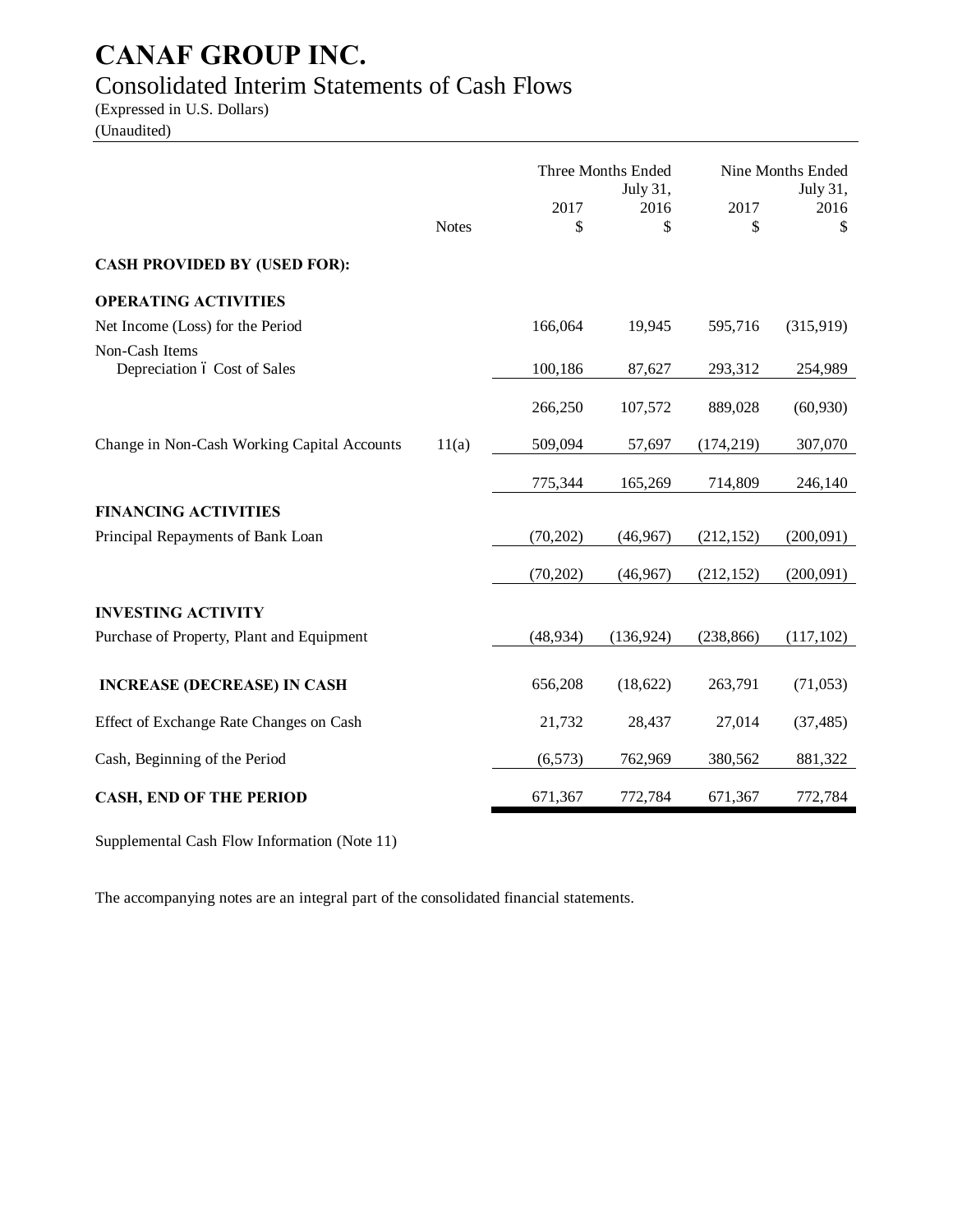# CANAF GROUP INC.

## Consolidated Interim Statements of Cash Flows

(Expressed in U.S. Dollars)
(Unaudited)

| | Notes | Three Months Ended July 31, 2017 $ | Three Months Ended July 31, 2016 $ | Nine Months Ended July 31, 2017 $ | Nine Months Ended July 31, 2016 $ |
|---|---|---|---|---|---|
| **CASH PROVIDED BY (USED FOR):** | | | | | |
| **OPERATING ACTIVITIES** | | | | | |
| Net Income (Loss) for the Period | | 166,064 | 19,945 | 595,716 | (315,919) |
| Non-Cash Items | | | | | |
| Depreciation ó Cost of Sales | | 100,186 | 87,627 | 293,312 | 254,989 |
| | | 266,250 | 107,572 | 889,028 | (60,930) |
| Change in Non-Cash Working Capital Accounts | 11(a) | 509,094 | 57,697 | (174,219) | 307,070 |
| | | 775,344 | 165,269 | 714,809 | 246,140 |
| **FINANCING ACTIVITIES** | | | | | |
| Principal Repayments of Bank Loan | | (70,202) | (46,967) | (212,152) | (200,091) |
| | | (70,202) | (46,967) | (212,152) | (200,091) |
| **INVESTING ACTIVITY** | | | | | |
| Purchase of Property, Plant and Equipment | | (48,934) | (136,924) | (238,866) | (117,102) |
| **INCREASE (DECREASE) IN CASH** | | 656,208 | (18,622) | 263,791 | (71,053) |
| Effect of Exchange Rate Changes on Cash | | 21,732 | 28,437 | 27,014 | (37,485) |
| Cash, Beginning of the Period | | (6,573) | 762,969 | 380,562 | 881,322 |
| **CASH, END OF THE PERIOD** | | 671,367 | 772,784 | 671,367 | 772,784 |

Supplemental Cash Flow Information (Note 11)

The accompanying notes are an integral part of the consolidated financial statements.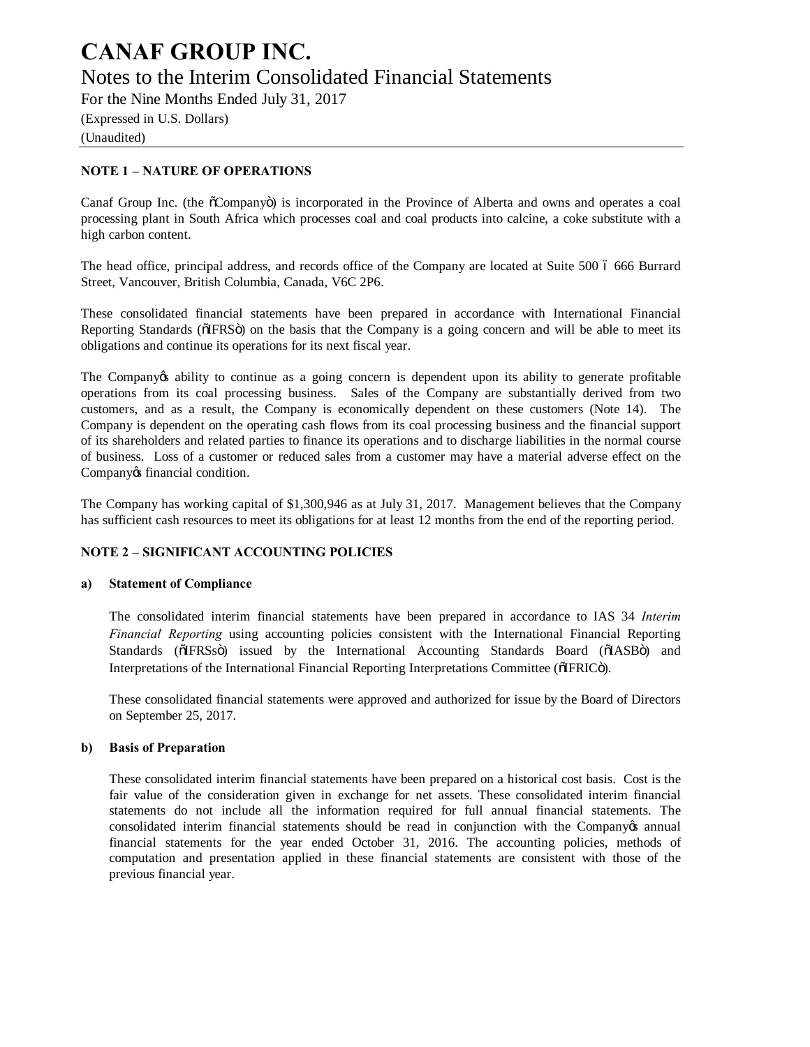# CANAF GROUP INC.

## Notes to the Interim Consolidated Financial Statements

For the Nine Months Ended July 31, 2017

(Expressed in U.S. Dollars)

(Unaudited)

---

**NOTE 1 – NATURE OF OPERATIONS**

Canaf Group Inc. (the "Company") is incorporated in the Province of Alberta and owns and operates a coal processing plant in South Africa which processes coal and coal products into calcine, a coke substitute with a high carbon content.

The head office, principal address, and records office of the Company are located at Suite 500 – 666 Burrard Street, Vancouver, British Columbia, Canada, V6C 2P6.

These consolidated financial statements have been prepared in accordance with International Financial Reporting Standards ("IFRS") on the basis that the Company is a going concern and will be able to meet its obligations and continue its operations for its next fiscal year.

The Company's ability to continue as a going concern is dependent upon its ability to generate profitable operations from its coal processing business. Sales of the Company are substantially derived from two customers, and as a result, the Company is economically dependent on these customers (Note 14). The Company is dependent on the operating cash flows from its coal processing business and the financial support of its shareholders and related parties to finance its operations and to discharge liabilities in the normal course of business. Loss of a customer or reduced sales from a customer may have a material adverse effect on the Company's financial condition.

The Company has working capital of $1,300,946 as at July 31, 2017. Management believes that the Company has sufficient cash resources to meet its obligations for at least 12 months from the end of the reporting period.

**NOTE 2 – SIGNIFICANT ACCOUNTING POLICIES**

**a) Statement of Compliance**

The consolidated interim financial statements have been prepared in accordance to IAS 34 *Interim Financial Reporting* using accounting policies consistent with the International Financial Reporting Standards ("IFRSs") issued by the International Accounting Standards Board ("IASB") and Interpretations of the International Financial Reporting Interpretations Committee ("IFRIC").

These consolidated financial statements were approved and authorized for issue by the Board of Directors on September 25, 2017.

**b) Basis of Preparation**

These consolidated interim financial statements have been prepared on a historical cost basis. Cost is the fair value of the consideration given in exchange for net assets. These consolidated interim financial statements do not include all the information required for full annual financial statements. The consolidated interim financial statements should be read in conjunction with the Company's annual financial statements for the year ended October 31, 2016. The accounting policies, methods of computation and presentation applied in these financial statements are consistent with those of the previous financial year.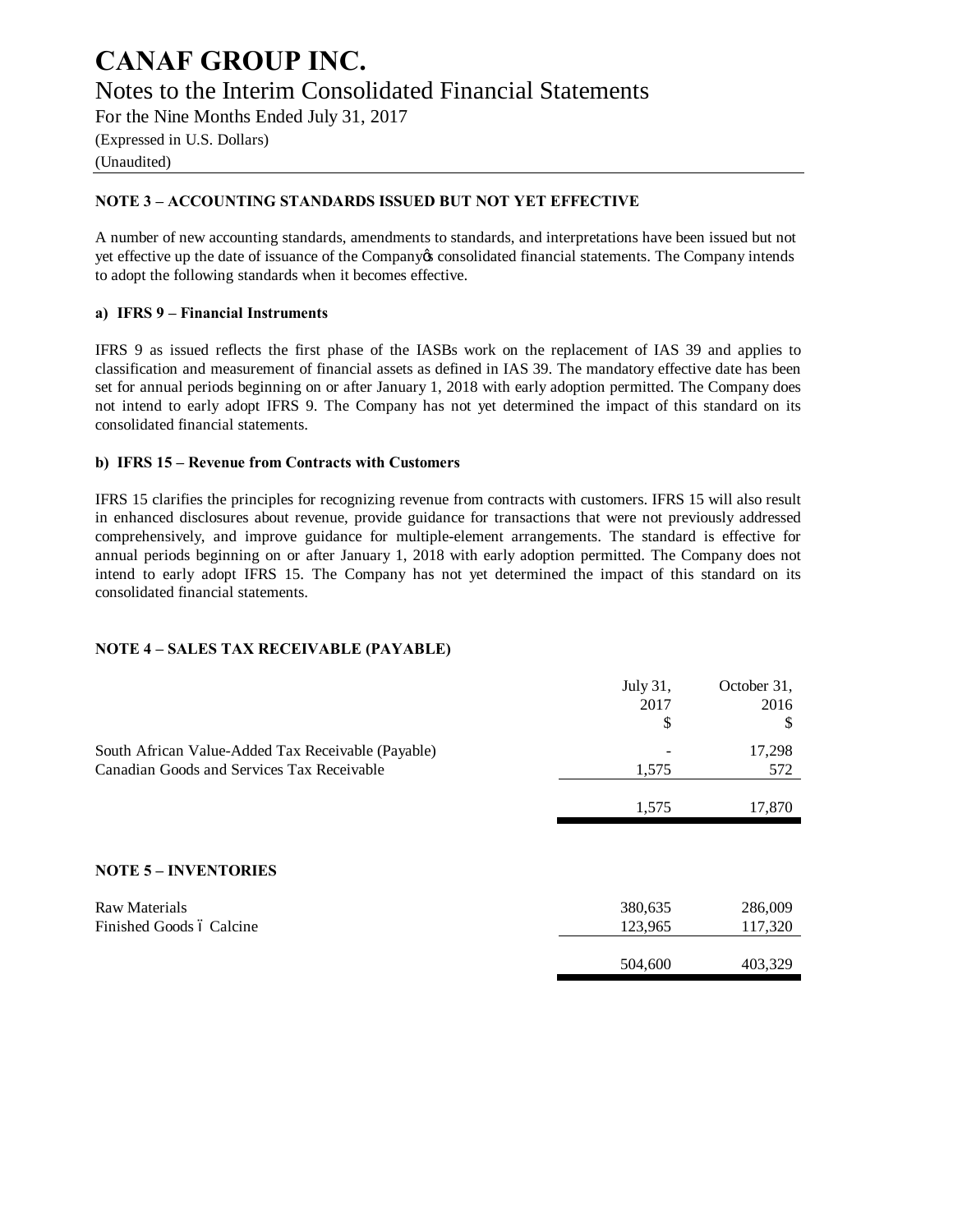# CANAF GROUP INC.

Notes to the Interim Consolidated Financial Statements

For the Nine Months Ended July 31, 2017

(Expressed in U.S. Dollars)

(Unaudited)

## NOTE 3 – ACCOUNTING STANDARDS ISSUED BUT NOT YET EFFECTIVE

A number of new accounting standards, amendments to standards, and interpretations have been issued but not yet effective up the date of issuance of the Company's consolidated financial statements. The Company intends to adopt the following standards when it becomes effective.

### a) IFRS 9 – Financial Instruments

IFRS 9 as issued reflects the first phase of the IASBs work on the replacement of IAS 39 and applies to classification and measurement of financial assets as defined in IAS 39. The mandatory effective date has been set for annual periods beginning on or after January 1, 2018 with early adoption permitted. The Company does not intend to early adopt IFRS 9. The Company has not yet determined the impact of this standard on its consolidated financial statements.

### b) IFRS 15 – Revenue from Contracts with Customers

IFRS 15 clarifies the principles for recognizing revenue from contracts with customers. IFRS 15 will also result in enhanced disclosures about revenue, provide guidance for transactions that were not previously addressed comprehensively, and improve guidance for multiple-element arrangements. The standard is effective for annual periods beginning on or after January 1, 2018 with early adoption permitted. The Company does not intend to early adopt IFRS 15. The Company has not yet determined the impact of this standard on its consolidated financial statements.

## NOTE 4 – SALES TAX RECEIVABLE (PAYABLE)

| | July 31, 2017 $ | October 31, 2016 $ |
|---|---|---|
| South African Value-Added Tax Receivable (Payable) | - | 17,298 |
| Canadian Goods and Services Tax Receivable | 1,575 | 572 |
| | 1,575 | 17,870 |

## NOTE 5 – INVENTORIES

| | July 31, 2017 $ | October 31, 2016 $ |
|---|---|---|
| Raw Materials | 380,635 | 286,009 |
| Finished Goods – Calcine | 123,965 | 117,320 |
| | 504,600 | 403,329 |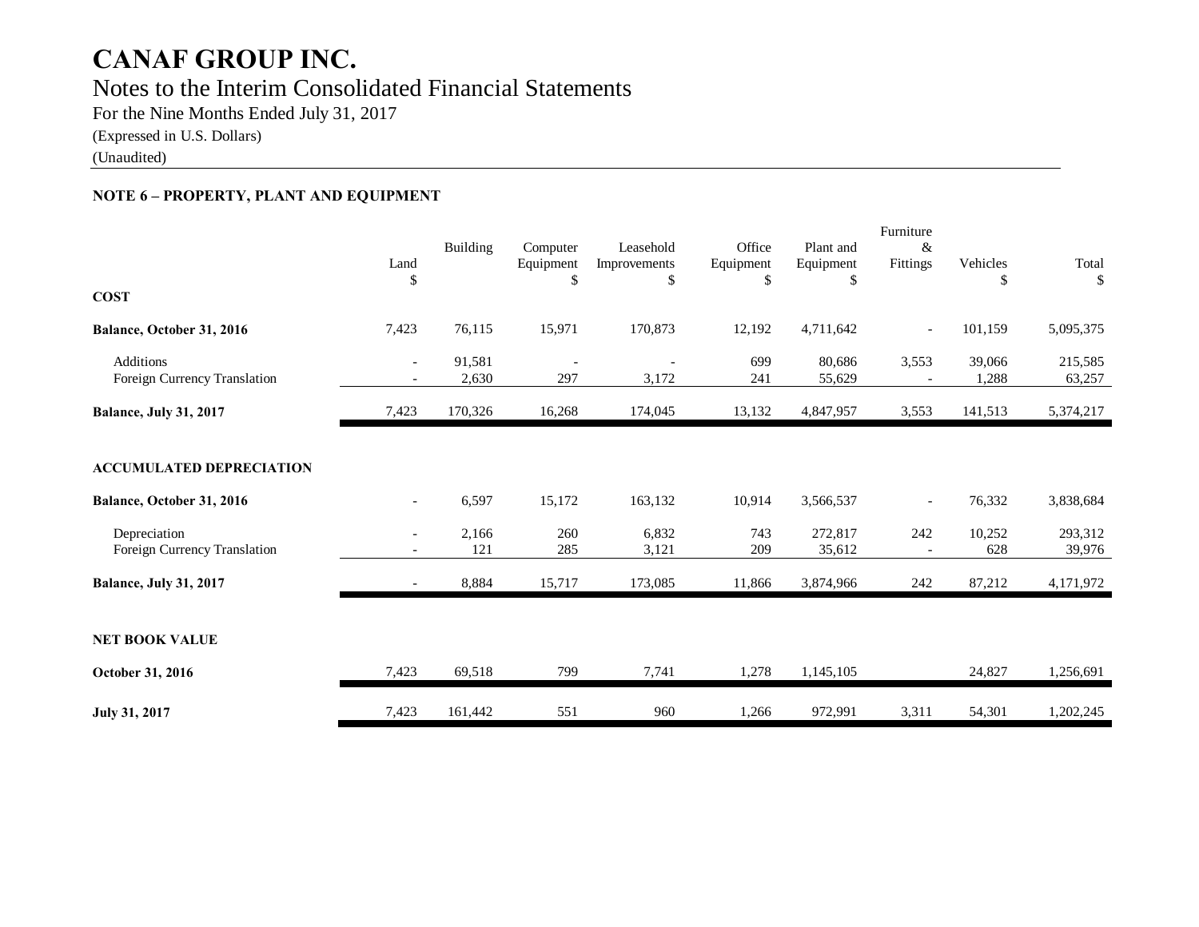# CANAF GROUP INC.

## Notes to the Interim Consolidated Financial Statements

For the Nine Months Ended July 31, 2017

(Expressed in U.S. Dollars)

(Unaudited)

### NOTE 6 – PROPERTY, PLANT AND EQUIPMENT

| | Land<br>$ | Building | Computer Equipment<br>$ | Leasehold Improvements<br>$ | Office Equipment<br>$ | Plant and Equipment<br>$ | Furniture & Fittings | Vehicles<br>$ | Total<br>$ |
|---|---|---|---|---|---|---|---|---|---|
| **COST** | | | | | | | | | |
| **Balance, October 31, 2016** | 7,423 | 76,115 | 15,971 | 170,873 | 12,192 | 4,711,642 | - | 101,159 | 5,095,375 |
| Additions | - | 91,581 | - | - | 699 | 80,686 | 3,553 | 39,066 | 215,585 |
| Foreign Currency Translation | - | 2,630 | 297 | 3,172 | 241 | 55,629 | - | 1,288 | 63,257 |
| **Balance, July 31, 2017** | 7,423 | 170,326 | 16,268 | 174,045 | 13,132 | 4,847,957 | 3,553 | 141,513 | 5,374,217 |
| **ACCUMULATED DEPRECIATION** | | | | | | | | | |
| **Balance, October 31, 2016** | - | 6,597 | 15,172 | 163,132 | 10,914 | 3,566,537 | - | 76,332 | 3,838,684 |
| Depreciation | - | 2,166 | 260 | 6,832 | 743 | 272,817 | 242 | 10,252 | 293,312 |
| Foreign Currency Translation | - | 121 | 285 | 3,121 | 209 | 35,612 | - | 628 | 39,976 |
| **Balance, July 31, 2017** | - | 8,884 | 15,717 | 173,085 | 11,866 | 3,874,966 | 242 | 87,212 | 4,171,972 |
| **NET BOOK VALUE** | | | | | | | | | |
| **October 31, 2016** | 7,423 | 69,518 | 799 | 7,741 | 1,278 | 1,145,105 | | 24,827 | 1,256,691 |
| **July 31, 2017** | 7,423 | 161,442 | 551 | 960 | 1,266 | 972,991 | 3,311 | 54,301 | 1,202,245 |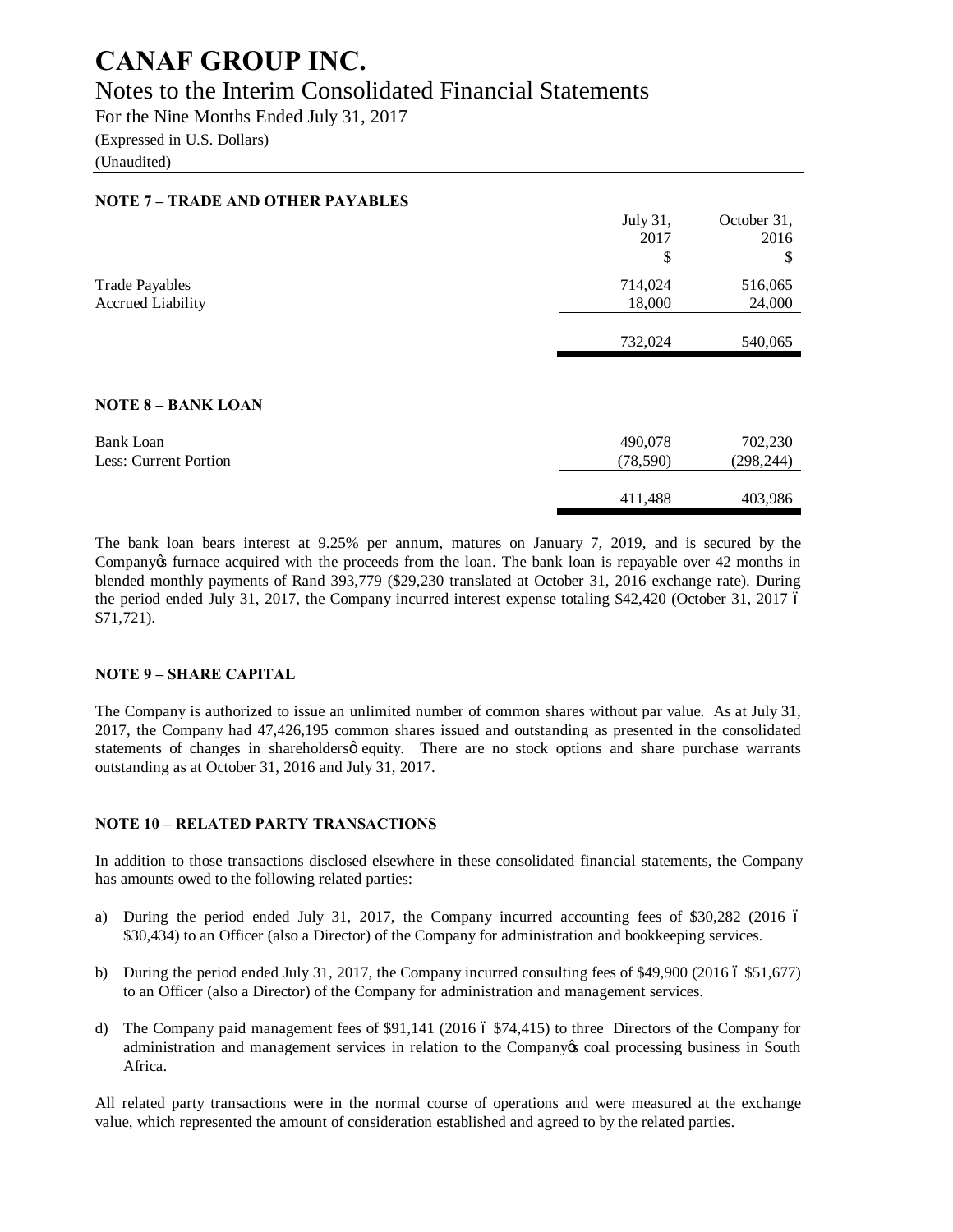# CANAF GROUP INC.

## Notes to the Interim Consolidated Financial Statements

For the Nine Months Ended July 31, 2017

(Expressed in U.S. Dollars)

(Unaudited)

### NOTE 7 – TRADE AND OTHER PAYABLES

| | July 31, 2017 $ | October 31, 2016 $ |
|---|---|---|
| Trade Payables | 714,024 | 516,065 |
| Accrued Liability | 18,000 | 24,000 |
| | 732,024 | 540,065 |

### NOTE 8 – BANK LOAN

| | July 31, 2017 $ | October 31, 2016 $ |
|---|---|---|
| Bank Loan | 490,078 | 702,230 |
| Less: Current Portion | (78,590) | (298,244) |
| | 411,488 | 403,986 |

The bank loan bears interest at 9.25% per annum, matures on January 7, 2019, and is secured by the Company's furnace acquired with the proceeds from the loan. The bank loan is repayable over 42 months in blended monthly payments of Rand 393,779 ($29,230 translated at October 31, 2016 exchange rate). During the period ended July 31, 2017, the Company incurred interest expense totaling $42,420 (October 31, 2017 – $71,721).

### NOTE 9 – SHARE CAPITAL

The Company is authorized to issue an unlimited number of common shares without par value. As at July 31, 2017, the Company had 47,426,195 common shares issued and outstanding as presented in the consolidated statements of changes in shareholders' equity. There are no stock options and share purchase warrants outstanding as at October 31, 2016 and July 31, 2017.

### NOTE 10 – RELATED PARTY TRANSACTIONS

In addition to those transactions disclosed elsewhere in these consolidated financial statements, the Company has amounts owed to the following related parties:

a) During the period ended July 31, 2017, the Company incurred accounting fees of $30,282 (2016 – $30,434) to an Officer (also a Director) of the Company for administration and bookkeeping services.

b) During the period ended July 31, 2017, the Company incurred consulting fees of $49,900 (2016 – $51,677) to an Officer (also a Director) of the Company for administration and management services.

d) The Company paid management fees of $91,141 (2016 – $74,415) to three Directors of the Company for administration and management services in relation to the Company's coal processing business in South Africa.

All related party transactions were in the normal course of operations and were measured at the exchange value, which represented the amount of consideration established and agreed to by the related parties.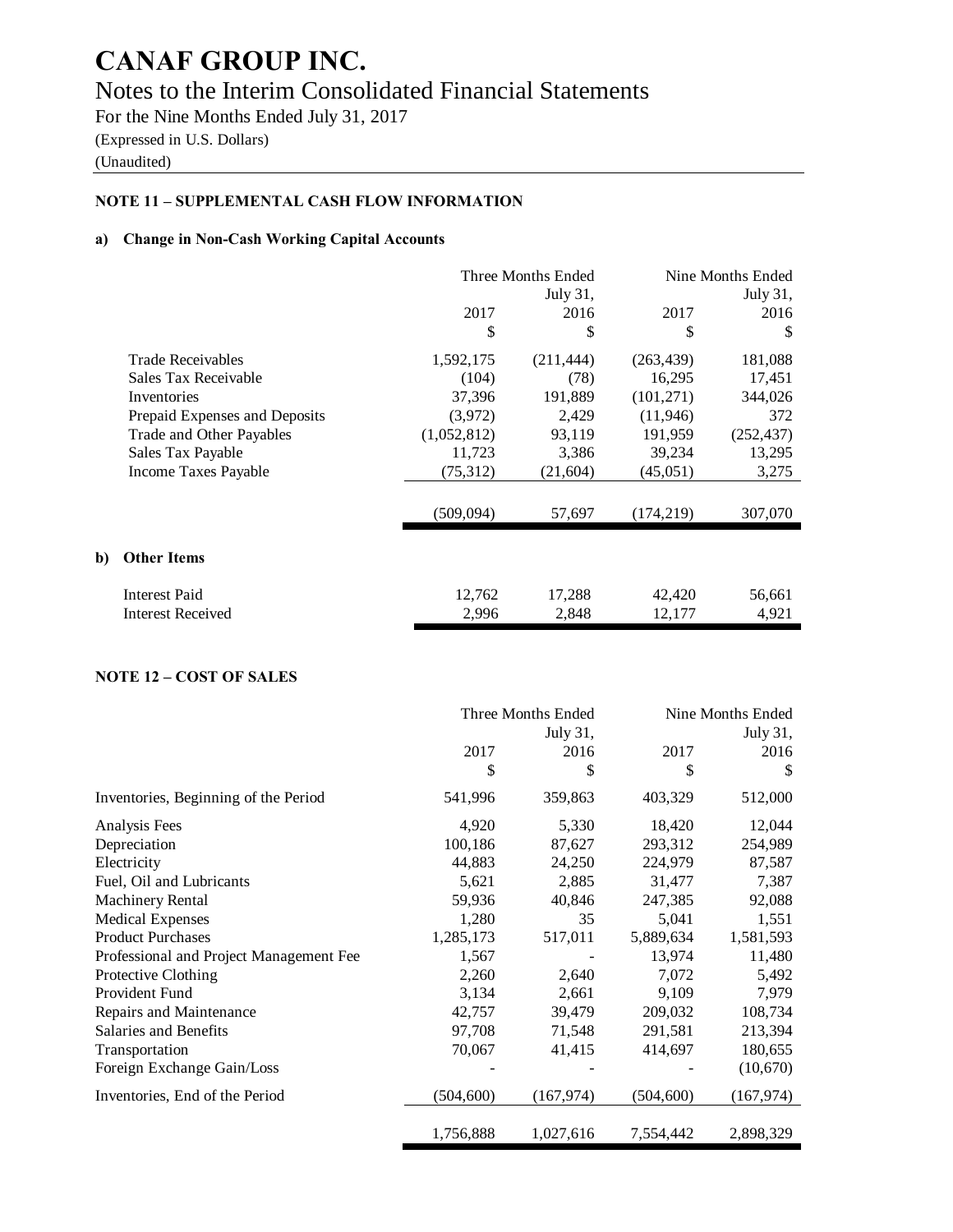# CANAF GROUP INC.

## Notes to the Interim Consolidated Financial Statements

For the Nine Months Ended July 31, 2017

(Expressed in U.S. Dollars)

(Unaudited)

### NOTE 11 – SUPPLEMENTAL CASH FLOW INFORMATION

**a) Change in Non-Cash Working Capital Accounts**

| | Three Months Ended July 31, 2017 | Three Months Ended July 31, 2016 | Nine Months Ended July 31, 2017 | Nine Months Ended July 31, 2016 |
|---|---|---|---|---|
| | $ | $ | $ | $ |
| Trade Receivables | 1,592,175 | (211,444) | (263,439) | 181,088 |
| Sales Tax Receivable | (104) | (78) | 16,295 | 17,451 |
| Inventories | 37,396 | 191,889 | (101,271) | 344,026 |
| Prepaid Expenses and Deposits | (3,972) | 2,429 | (11,946) | 372 |
| Trade and Other Payables | (1,052,812) | 93,119 | 191,959 | (252,437) |
| Sales Tax Payable | 11,723 | 3,386 | 39,234 | 13,295 |
| Income Taxes Payable | (75,312) | (21,604) | (45,051) | 3,275 |
| | (509,094) | 57,697 | (174,219) | 307,070 |

**b) Other Items**

| | Three Months Ended July 31, 2017 | Three Months Ended July 31, 2016 | Nine Months Ended July 31, 2017 | Nine Months Ended July 31, 2016 |
|---|---|---|---|---|
| Interest Paid | 12,762 | 17,288 | 42,420 | 56,661 |
| Interest Received | 2,996 | 2,848 | 12,177 | 4,921 |

### NOTE 12 – COST OF SALES

| | Three Months Ended July 31, 2017 | Three Months Ended July 31, 2016 | Nine Months Ended July 31, 2017 | Nine Months Ended July 31, 2016 |
|---|---|---|---|---|
| | $ | $ | $ | $ |
| Inventories, Beginning of the Period | 541,996 | 359,863 | 403,329 | 512,000 |
| Analysis Fees | 4,920 | 5,330 | 18,420 | 12,044 |
| Depreciation | 100,186 | 87,627 | 293,312 | 254,989 |
| Electricity | 44,883 | 24,250 | 224,979 | 87,587 |
| Fuel, Oil and Lubricants | 5,621 | 2,885 | 31,477 | 7,387 |
| Machinery Rental | 59,936 | 40,846 | 247,385 | 92,088 |
| Medical Expenses | 1,280 | 35 | 5,041 | 1,551 |
| Product Purchases | 1,285,173 | 517,011 | 5,889,634 | 1,581,593 |
| Professional and Project Management Fee | 1,567 | - | 13,974 | 11,480 |
| Protective Clothing | 2,260 | 2,640 | 7,072 | 5,492 |
| Provident Fund | 3,134 | 2,661 | 9,109 | 7,979 |
| Repairs and Maintenance | 42,757 | 39,479 | 209,032 | 108,734 |
| Salaries and Benefits | 97,708 | 71,548 | 291,581 | 213,394 |
| Transportation | 70,067 | 41,415 | 414,697 | 180,655 |
| Foreign Exchange Gain/Loss | - | - | - | (10,670) |
| Inventories, End of the Period | (504,600) | (167,974) | (504,600) | (167,974) |
| | 1,756,888 | 1,027,616 | 7,554,442 | 2,898,329 |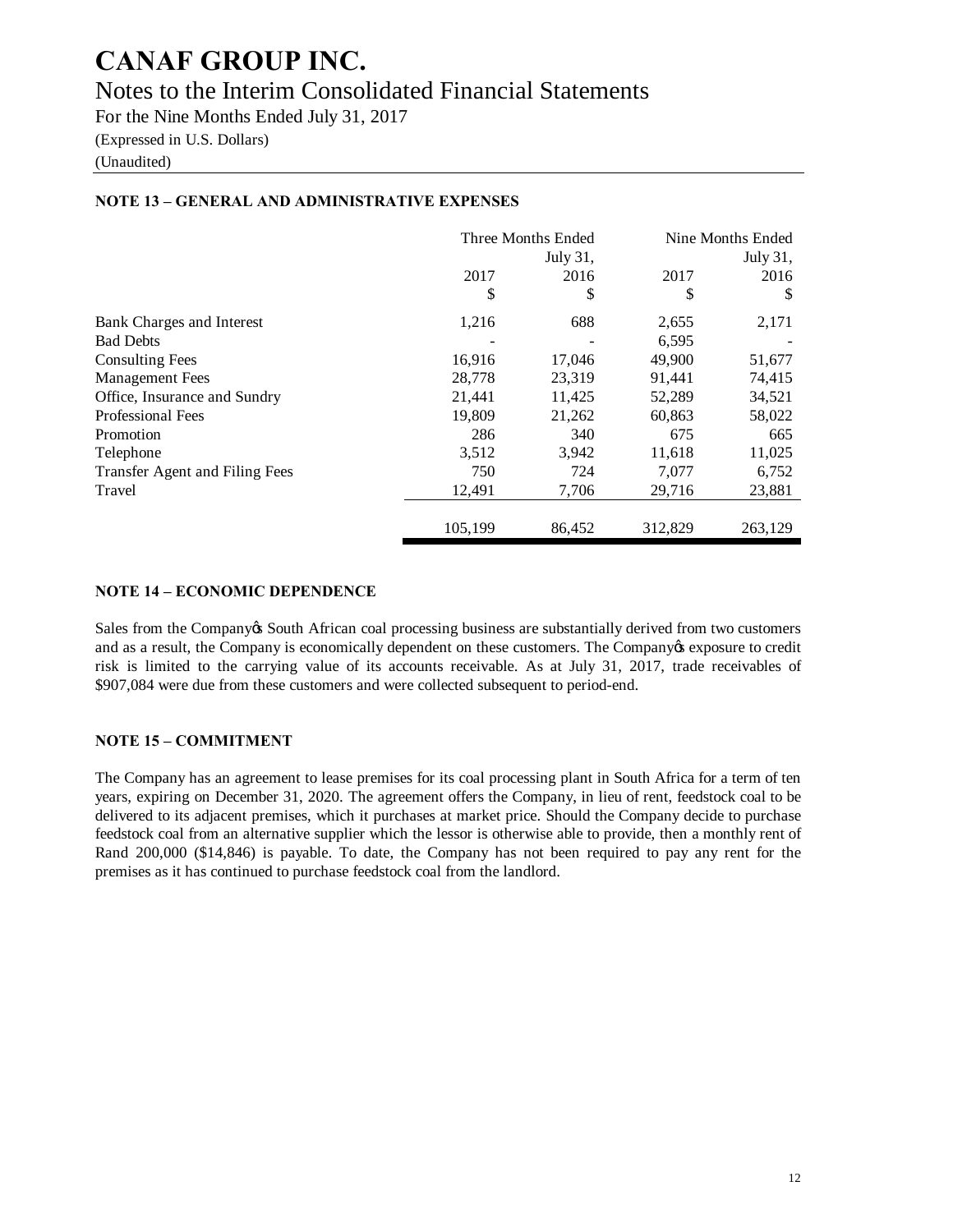# CANAF GROUP INC.

## Notes to the Interim Consolidated Financial Statements

For the Nine Months Ended July 31, 2017

(Expressed in U.S. Dollars)

(Unaudited)

### NOTE 13 – GENERAL AND ADMINISTRATIVE EXPENSES

| | Three Months Ended July 31, | | Nine Months Ended July 31, | |
|---|---|---|---|---|
| | 2017 | 2016 | 2017 | 2016 |
| | $ | $ | $ | $ |
| Bank Charges and Interest | 1,216 | 688 | 2,655 | 2,171 |
| Bad Debts | - | - | 6,595 | - |
| Consulting Fees | 16,916 | 17,046 | 49,900 | 51,677 |
| Management Fees | 28,778 | 23,319 | 91,441 | 74,415 |
| Office, Insurance and Sundry | 21,441 | 11,425 | 52,289 | 34,521 |
| Professional Fees | 19,809 | 21,262 | 60,863 | 58,022 |
| Promotion | 286 | 340 | 675 | 665 |
| Telephone | 3,512 | 3,942 | 11,618 | 11,025 |
| Transfer Agent and Filing Fees | 750 | 724 | 7,077 | 6,752 |
| Travel | 12,491 | 7,706 | 29,716 | 23,881 |
| | 105,199 | 86,452 | 312,829 | 263,129 |

### NOTE 14 – ECONOMIC DEPENDENCE

Sales from the Company's South African coal processing business are substantially derived from two customers and as a result, the Company is economically dependent on these customers. The Company's exposure to credit risk is limited to the carrying value of its accounts receivable. As at July 31, 2017, trade receivables of $907,084 were due from these customers and were collected subsequent to period-end.

### NOTE 15 – COMMITMENT

The Company has an agreement to lease premises for its coal processing plant in South Africa for a term of ten years, expiring on December 31, 2020. The agreement offers the Company, in lieu of rent, feedstock coal to be delivered to its adjacent premises, which it purchases at market price. Should the Company decide to purchase feedstock coal from an alternative supplier which the lessor is otherwise able to provide, then a monthly rent of Rand 200,000 ($14,846) is payable. To date, the Company has not been required to pay any rent for the premises as it has continued to purchase feedstock coal from the landlord.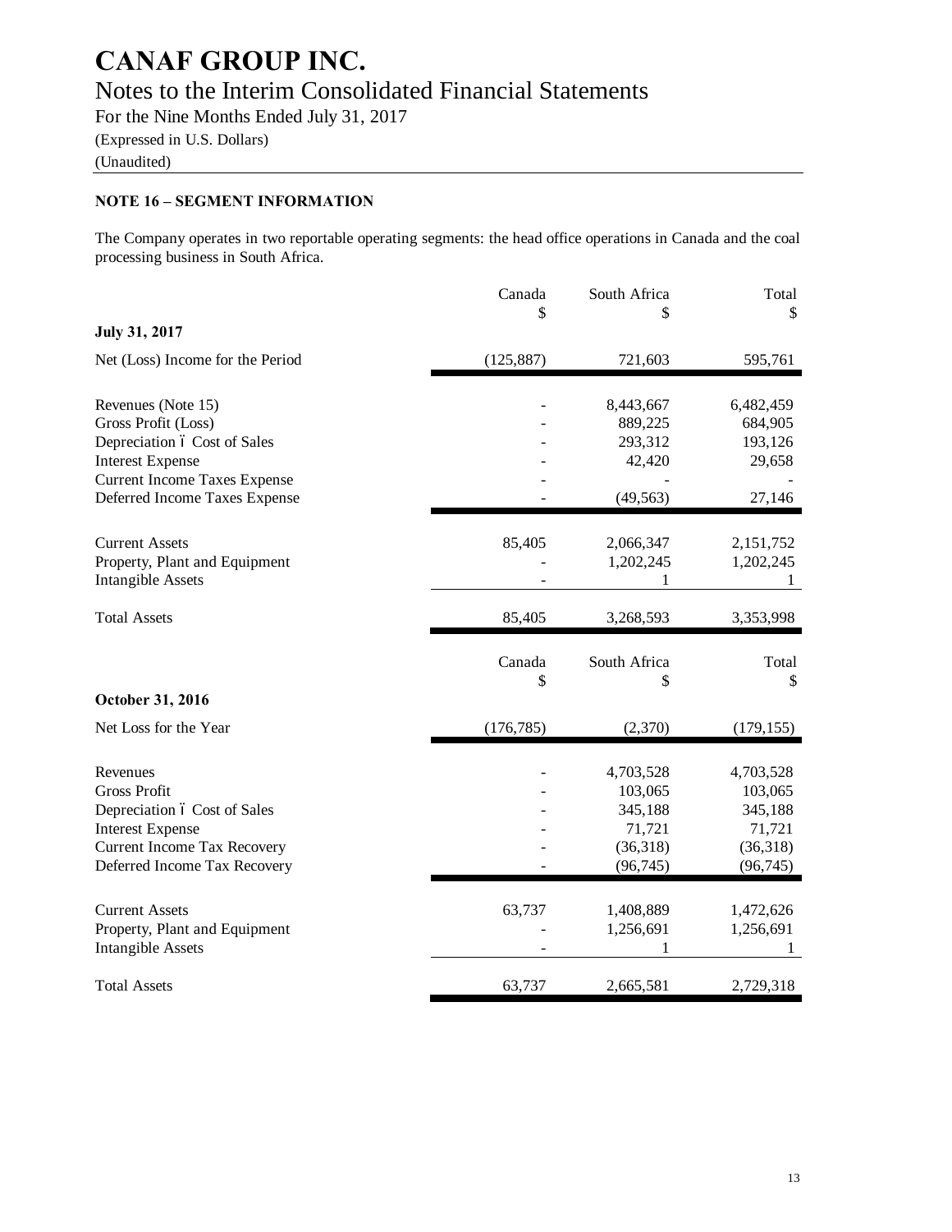# CANAF GROUP INC.

## Notes to the Interim Consolidated Financial Statements

For the Nine Months Ended July 31, 2017

(Expressed in U.S. Dollars)

(Unaudited)

### NOTE 16 – SEGMENT INFORMATION

The Company operates in two reportable operating segments: the head office operations in Canada and the coal processing business in South Africa.

| | Canada<br>$ | South Africa<br>$ | Total<br>$ |
|---|---|---|---|
| **July 31, 2017** | | | |
| Net (Loss) Income for the Period | (125,887) | 721,603 | 595,761 |
| Revenues (Note 15) | - | 8,443,667 | 6,482,459 |
| Gross Profit (Loss) | - | 889,225 | 684,905 |
| Depreciation – Cost of Sales | - | 293,312 | 193,126 |
| Interest Expense | - | 42,420 | 29,658 |
| Current Income Taxes Expense | - | - | - |
| Deferred Income Taxes Expense | - | (49,563) | 27,146 |
| Current Assets | 85,405 | 2,066,347 | 2,151,752 |
| Property, Plant and Equipment | - | 1,202,245 | 1,202,245 |
| Intangible Assets | - | 1 | 1 |
| Total Assets | 85,405 | 3,268,593 | 3,353,998 |

| | Canada<br>$ | South Africa<br>$ | Total<br>$ |
|---|---|---|---|
| **October 31, 2016** | | | |
| Net Loss for the Year | (176,785) | (2,370) | (179,155) |
| Revenues | - | 4,703,528 | 4,703,528 |
| Gross Profit | - | 103,065 | 103,065 |
| Depreciation – Cost of Sales | - | 345,188 | 345,188 |
| Interest Expense | - | 71,721 | 71,721 |
| Current Income Tax Recovery | - | (36,318) | (36,318) |
| Deferred Income Tax Recovery | - | (96,745) | (96,745) |
| Current Assets | 63,737 | 1,408,889 | 1,472,626 |
| Property, Plant and Equipment | - | 1,256,691 | 1,256,691 |
| Intangible Assets | - | 1 | 1 |
| Total Assets | 63,737 | 2,665,581 | 2,729,318 |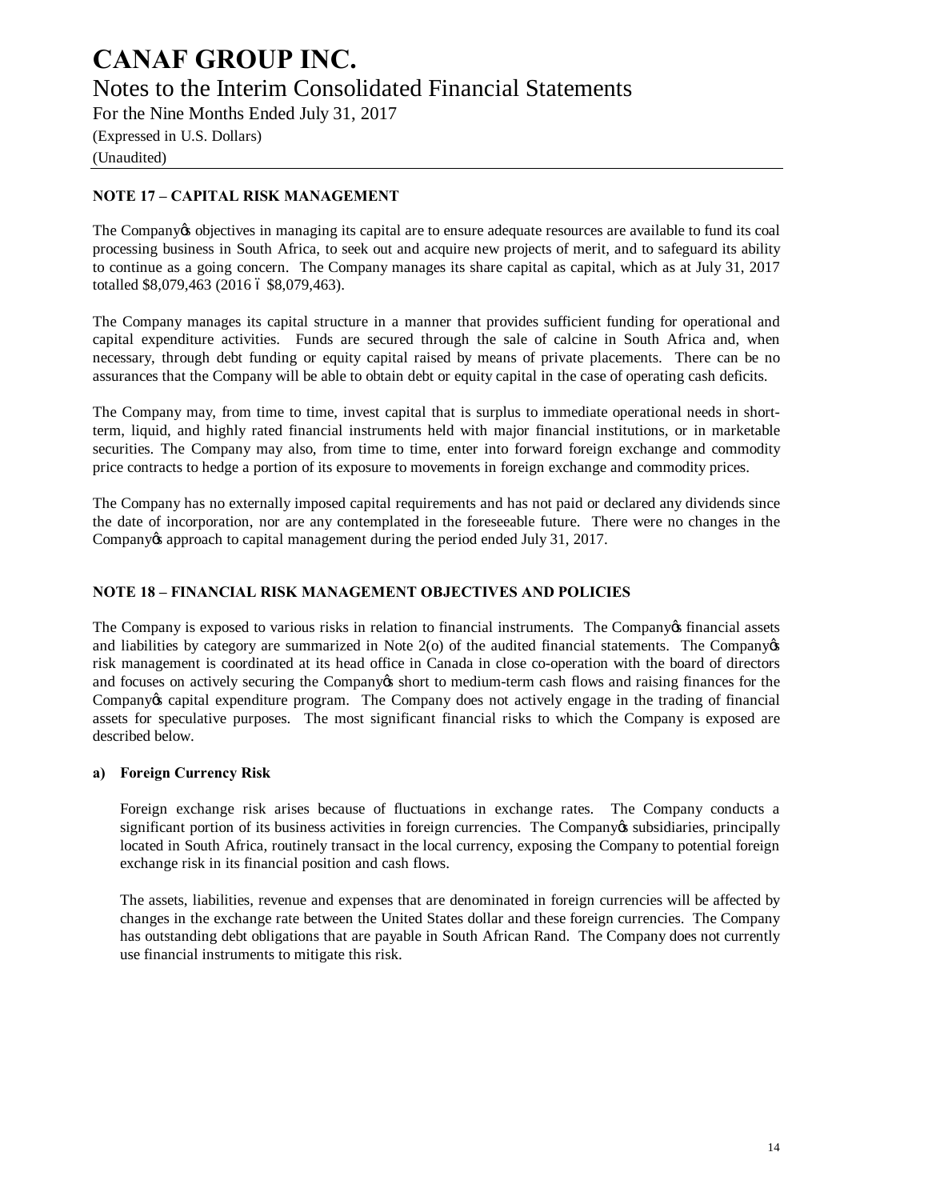# NOTE 17 – CAPITAL RISK MANAGEMENT

The Company's objectives in managing its capital are to ensure adequate resources are available to fund its coal processing business in South Africa, to seek out and acquire new projects of merit, and to safeguard its ability to continue as a going concern. The Company manages its share capital as capital, which as at July 31, 2017 totalled $8,079,463 (2016 – $8,079,463).

The Company manages its capital structure in a manner that provides sufficient funding for operational and capital expenditure activities. Funds are secured through the sale of calcine in South Africa and, when necessary, through debt funding or equity capital raised by means of private placements. There can be no assurances that the Company will be able to obtain debt or equity capital in the case of operating cash deficits.

The Company may, from time to time, invest capital that is surplus to immediate operational needs in short-term, liquid, and highly rated financial instruments held with major financial institutions, or in marketable securities. The Company may also, from time to time, enter into forward foreign exchange and commodity price contracts to hedge a portion of its exposure to movements in foreign exchange and commodity prices.

The Company has no externally imposed capital requirements and has not paid or declared any dividends since the date of incorporation, nor are any contemplated in the foreseeable future. There were no changes in the Company's approach to capital management during the period ended July 31, 2017.

# NOTE 18 – FINANCIAL RISK MANAGEMENT OBJECTIVES AND POLICIES

The Company is exposed to various risks in relation to financial instruments. The Company's financial assets and liabilities by category are summarized in Note 2(o) of the audited financial statements. The Company's risk management is coordinated at its head office in Canada in close co-operation with the board of directors and focuses on actively securing the Company's short to medium-term cash flows and raising finances for the Company's capital expenditure program. The Company does not actively engage in the trading of financial assets for speculative purposes. The most significant financial risks to which the Company is exposed are described below.

## a) Foreign Currency Risk

Foreign exchange risk arises because of fluctuations in exchange rates. The Company conducts a significant portion of its business activities in foreign currencies. The Company's subsidiaries, principally located in South Africa, routinely transact in the local currency, exposing the Company to potential foreign exchange risk in its financial position and cash flows.

The assets, liabilities, revenue and expenses that are denominated in foreign currencies will be affected by changes in the exchange rate between the United States dollar and these foreign currencies. The Company has outstanding debt obligations that are payable in South African Rand. The Company does not currently use financial instruments to mitigate this risk.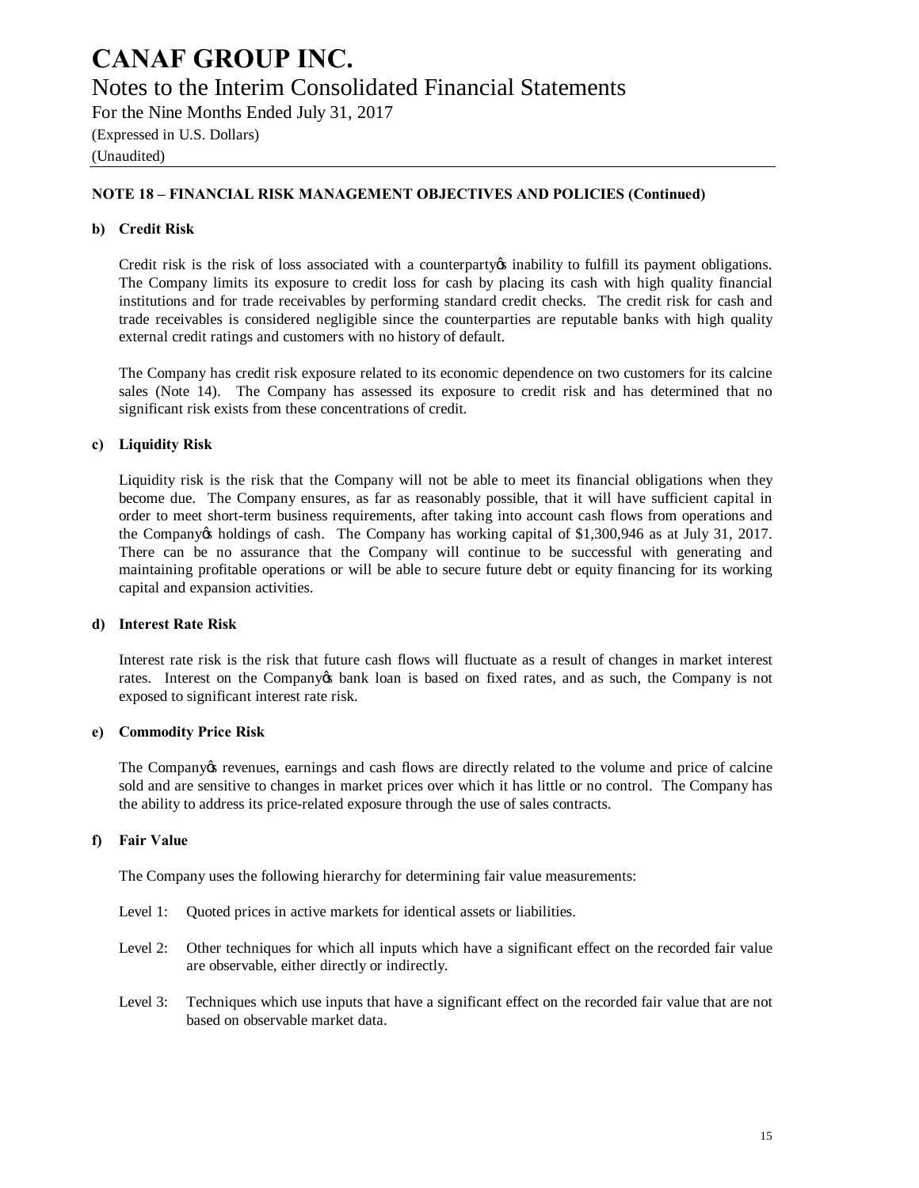# CANAF GROUP INC.

Notes to the Interim Consolidated Financial Statements

For the Nine Months Ended July 31, 2017

(Expressed in U.S. Dollars)

(Unaudited)

## NOTE 18 – FINANCIAL RISK MANAGEMENT OBJECTIVES AND POLICIES (Continued)

### b) Credit Risk

Credit risk is the risk of loss associated with a counterparty's inability to fulfill its payment obligations. The Company limits its exposure to credit loss for cash by placing its cash with high quality financial institutions and for trade receivables by performing standard credit checks. The credit risk for cash and trade receivables is considered negligible since the counterparties are reputable banks with high quality external credit ratings and customers with no history of default.

The Company has credit risk exposure related to its economic dependence on two customers for its calcine sales (Note 14). The Company has assessed its exposure to credit risk and has determined that no significant risk exists from these concentrations of credit.

### c) Liquidity Risk

Liquidity risk is the risk that the Company will not be able to meet its financial obligations when they become due. The Company ensures, as far as reasonably possible, that it will have sufficient capital in order to meet short-term business requirements, after taking into account cash flows from operations and the Company's holdings of cash. The Company has working capital of $1,300,946 as at July 31, 2017. There can be no assurance that the Company will continue to be successful with generating and maintaining profitable operations or will be able to secure future debt or equity financing for its working capital and expansion activities.

### d) Interest Rate Risk

Interest rate risk is the risk that future cash flows will fluctuate as a result of changes in market interest rates. Interest on the Company's bank loan is based on fixed rates, and as such, the Company is not exposed to significant interest rate risk.

### e) Commodity Price Risk

The Company's revenues, earnings and cash flows are directly related to the volume and price of calcine sold and are sensitive to changes in market prices over which it has little or no control. The Company has the ability to address its price-related exposure through the use of sales contracts.

### f) Fair Value

The Company uses the following hierarchy for determining fair value measurements:

Level 1: Quoted prices in active markets for identical assets or liabilities.

Level 2: Other techniques for which all inputs which have a significant effect on the recorded fair value are observable, either directly or indirectly.

Level 3: Techniques which use inputs that have a significant effect on the recorded fair value that are not based on observable market data.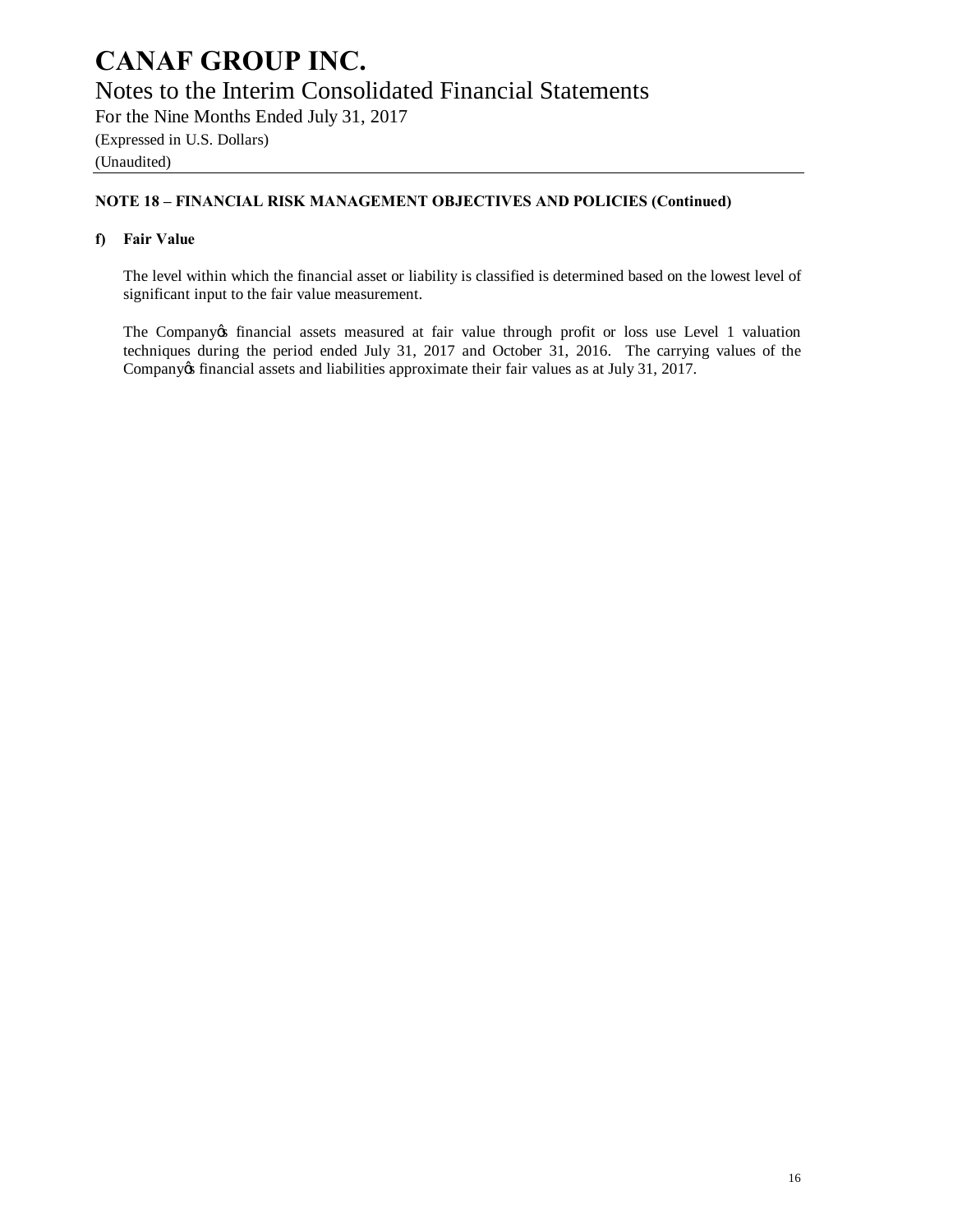# CANAF GROUP INC.

## Notes to the Interim Consolidated Financial Statements

For the Nine Months Ended July 31, 2017

(Expressed in U.S. Dollars)

(Unaudited)

### NOTE 18 – FINANCIAL RISK MANAGEMENT OBJECTIVES AND POLICIES (Continued)

**f) Fair Value**

The level within which the financial asset or liability is classified is determined based on the lowest level of significant input to the fair value measurement.

The Company's financial assets measured at fair value through profit or loss use Level 1 valuation techniques during the period ended July 31, 2017 and October 31, 2016. The carrying values of the Company's financial assets and liabilities approximate their fair values as at July 31, 2017.